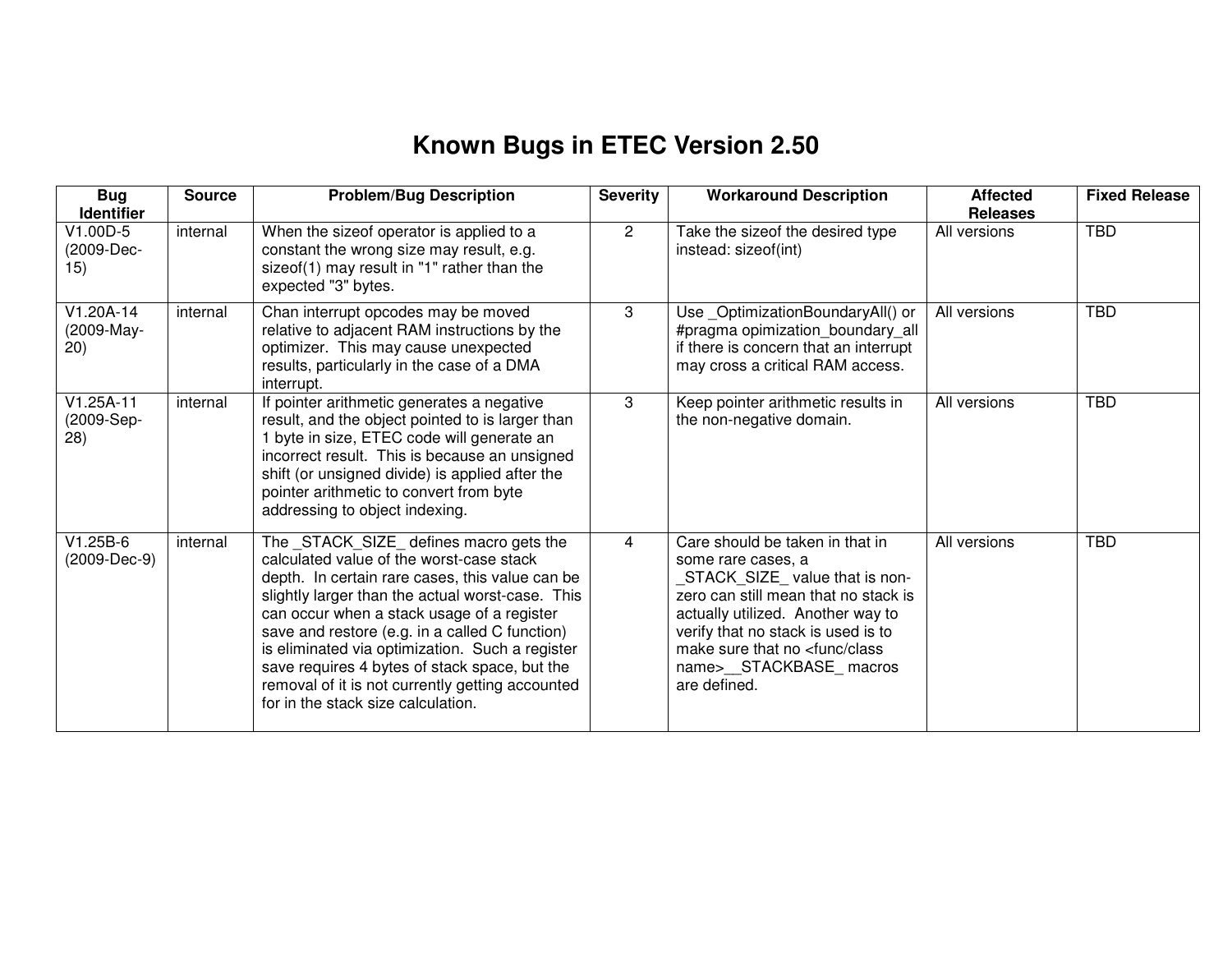# Known Bugs in ETEC Version 2.50

| Bug Identifier | Source | Problem/Bug Description | Severity | Workaround Description | Affected Releases | Fixed Release |
|---|---|---|---|---|---|---|
| V1.00D-5 (2009-Dec-15) | internal | When the sizeof operator is applied to a constant the wrong size may result, e.g. sizeof(1) may result in "1" rather than the expected "3" bytes. | 2 | Take the sizeof the desired type instead: sizeof(int) | All versions | TBD |
| V1.20A-14 (2009-May-20) | internal | Chan interrupt opcodes may be moved relative to adjacent RAM instructions by the optimizer. This may cause unexpected results, particularly in the case of a DMA interrupt. | 3 | Use _OptimizationBoundaryAll() or #pragma opimization_boundary_all if there is concern that an interrupt may cross a critical RAM access. | All versions | TBD |
| V1.25A-11 (2009-Sep-28) | internal | If pointer arithmetic generates a negative result, and the object pointed to is larger than 1 byte in size, ETEC code will generate an incorrect result. This is because an unsigned shift (or unsigned divide) is applied after the pointer arithmetic to convert from byte addressing to object indexing. | 3 | Keep pointer arithmetic results in the non-negative domain. | All versions | TBD |
| V1.25B-6 (2009-Dec-9) | internal | The _STACK_SIZE_ defines macro gets the calculated value of the worst-case stack depth. In certain rare cases, this value can be slightly larger than the actual worst-case. This can occur when a stack usage of a register save and restore (e.g. in a called C function) is eliminated via optimization. Such a register save requires 4 bytes of stack space, but the removal of it is not currently getting accounted for in the stack size calculation. | 4 | Care should be taken in that in some rare cases, a _STACK_SIZE_ value that is non-zero can still mean that no stack is actually utilized. Another way to verify that no stack is used is to make sure that no <func/class name>__STACKBASE_ macros are defined. | All versions | TBD |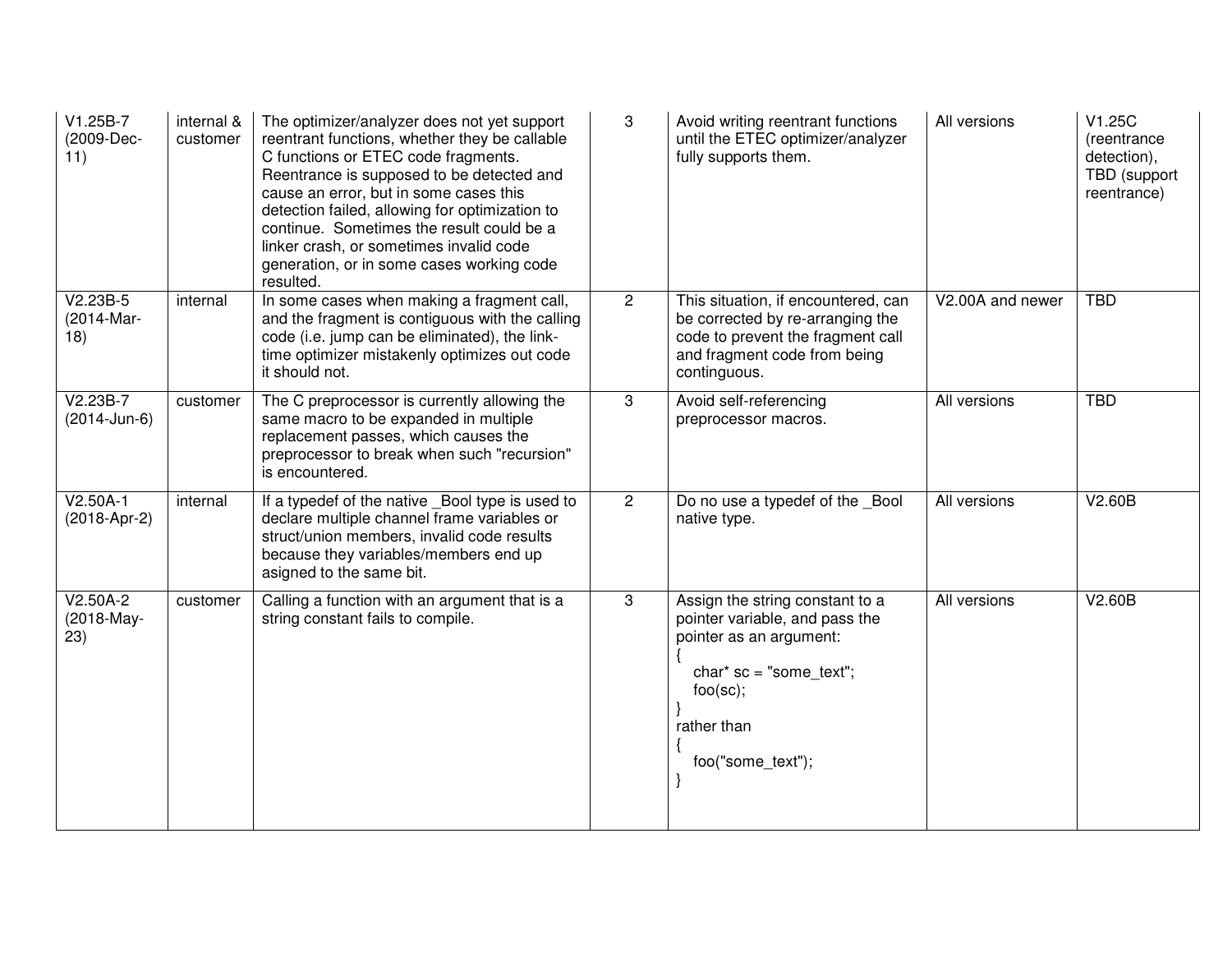| V1.25B-7 (2009-Dec-11) | internal & customer | The optimizer/analyzer does not yet support reentrant functions, whether they be callable C functions or ETEC code fragments. Reentrance is supposed to be detected and cause an error, but in some cases this detection failed, allowing for optimization to continue. Sometimes the result could be a linker crash, or sometimes invalid code generation, or in some cases working code resulted. | 3 | Avoid writing reentrant functions until the ETEC optimizer/analyzer fully supports them. | All versions | V1.25C (reentrance detection), TBD (support reentrance) |
|---|---|---|---|---|---|---|
| V2.23B-5 (2014-Mar-18) | internal | In some cases when making a fragment call, and the fragment is contiguous with the calling code (i.e. jump can be eliminated), the link-time optimizer mistakenly optimizes out code it should not. | 2 | This situation, if encountered, can be corrected by re-arranging the code to prevent the fragment call and fragment code from being continguous. | V2.00A and newer | TBD |
| V2.23B-7 (2014-Jun-6) | customer | The C preprocessor is currently allowing the same macro to be expanded in multiple replacement passes, which causes the preprocessor to break when such "recursion" is encountered. | 3 | Avoid self-referencing preprocessor macros. | All versions | TBD |
| V2.50A-1 (2018-Apr-2) | internal | If a typedef of the native _Bool type is used to declare multiple channel frame variables or struct/union members, invalid code results because they variables/members end up asigned to the same bit. | 2 | Do no use a typedef of the _Bool native type. | All versions | V2.60B |
| V2.50A-2 (2018-May-23) | customer | Calling a function with an argument that is a string constant fails to compile. | 3 | Assign the string constant to a pointer variable, and pass the pointer as an argument: `{ char* sc = "some_text"; foo(sc); }` rather than `{ foo("some_text"); }` | All versions | V2.60B |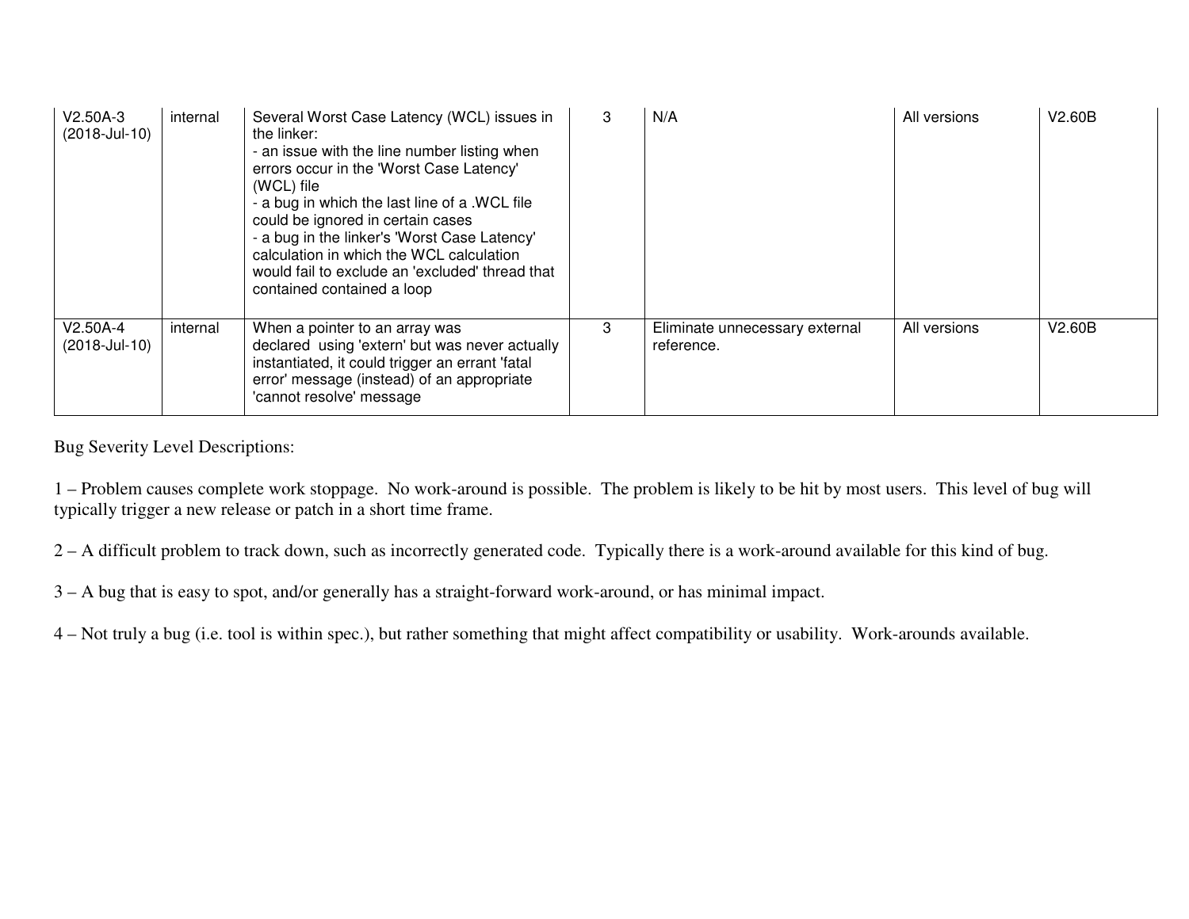| | | | | | | |
|---|---|---|---|---|---|---|
| V2.50A-3 (2018-Jul-10) | internal | Several Worst Case Latency (WCL) issues in the linker:<br>- an issue with the line number listing when errors occur in the 'Worst Case Latency' (WCL) file<br>- a bug in which the last line of a .WCL file could be ignored in certain cases<br>- a bug in the linker's 'Worst Case Latency' calculation in which the WCL calculation would fail to exclude an 'excluded' thread that contained contained a loop | 3 | N/A | All versions | V2.60B |
| V2.50A-4 (2018-Jul-10) | internal | When a pointer to an array was declared using 'extern' but was never actually instantiated, it could trigger an errant 'fatal error' message (instead) of an appropriate 'cannot resolve' message | 3 | Eliminate unnecessary external reference. | All versions | V2.60B |

Bug Severity Level Descriptions:

1 – Problem causes complete work stoppage. No work-around is possible. The problem is likely to be hit by most users. This level of bug will typically trigger a new release or patch in a short time frame.

2 – A difficult problem to track down, such as incorrectly generated code. Typically there is a work-around available for this kind of bug.

3 – A bug that is easy to spot, and/or generally has a straight-forward work-around, or has minimal impact.

4 – Not truly a bug (i.e. tool is within spec.), but rather something that might affect compatibility or usability. Work-arounds available.